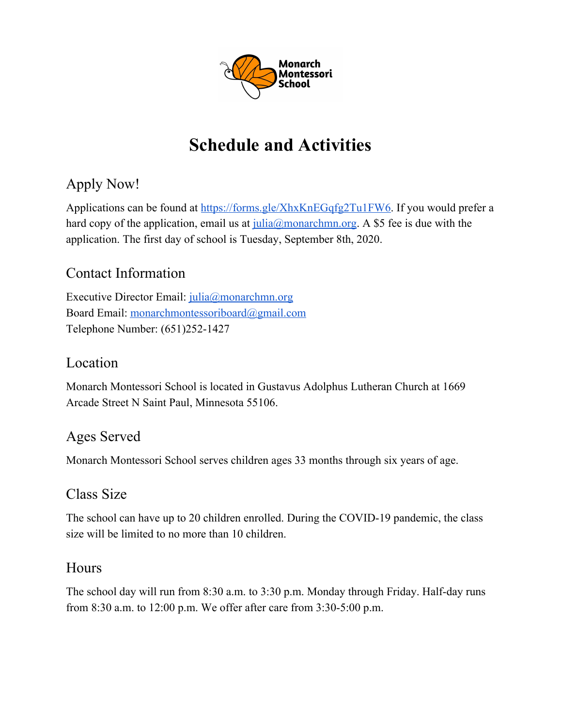# Schedule and Activities

## Apply Now!

Applications can be found at https://forms.gle/XhxKnEGqfg2Tu1FW6. If you would prefer a hard copy of the application, email us at julia@monarchmn.org. A $5 fee is due with the application. The first day of school is Tuesday, September 8th, 2020.

## Contact Information

Executive Director Email: julia@monarchmn.org
Board Email: monarchmontessoriboard@gmail.com
Telephone Number: (651)252-1427

## Location

Monarch Montessori School is located in Gustavus Adolphus Lutheran Church at 1669 Arcade Street N Saint Paul, Minnesota 55106.

## Ages Served

Monarch Montessori School serves children ages 33 months through six years of age.

## Class Size

The school can have up to 20 children enrolled. During the COVID-19 pandemic, the class size will be limited to no more than 10 children.

## Hours

The school day will run from 8:30 a.m. to 3:30 p.m. Monday through Friday. Half-day runs from 8:30 a.m. to 12:00 p.m. We offer after care from 3:30-5:00 p.m.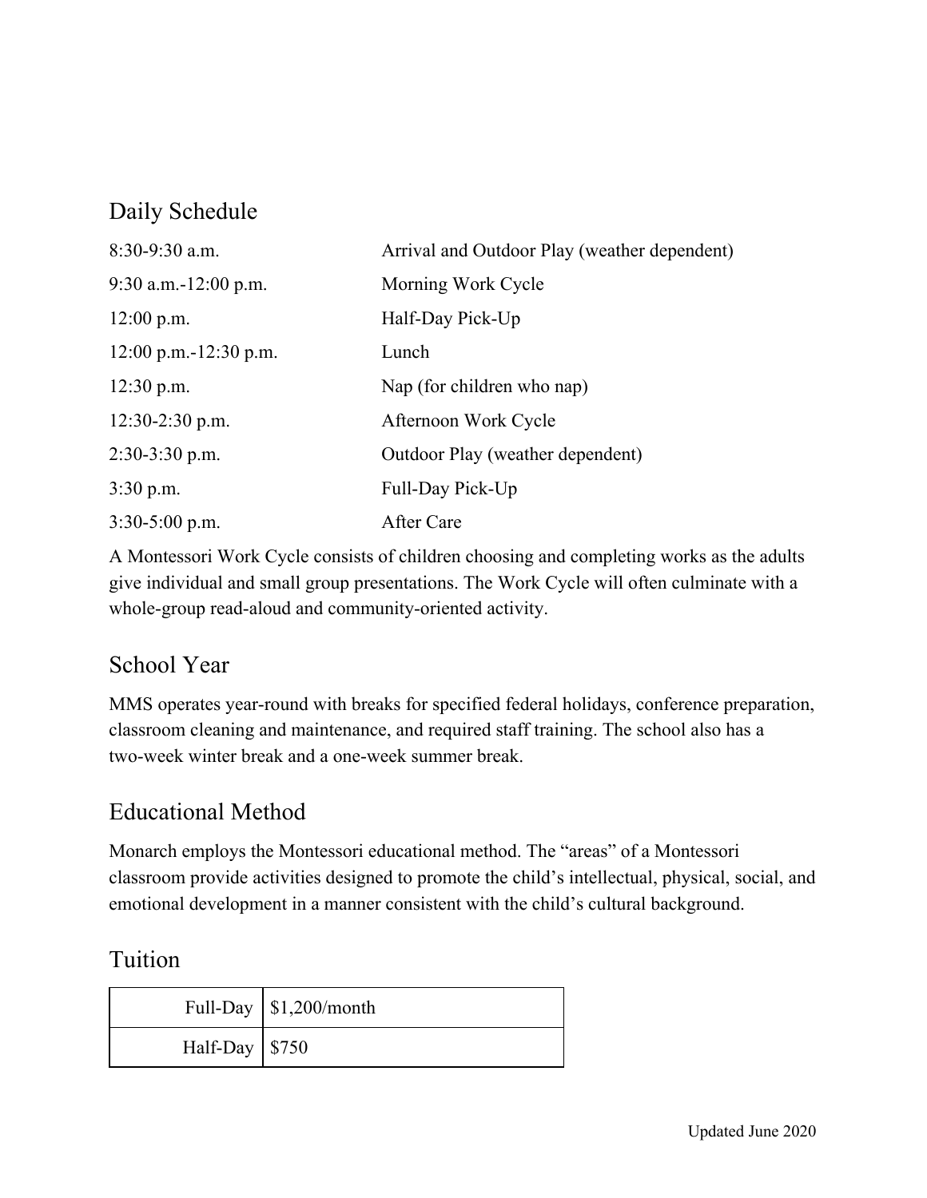## Daily Schedule

| | |
|---|---|
| 8:30-9:30 a.m. | Arrival and Outdoor Play (weather dependent) |
| 9:30 a.m.-12:00 p.m. | Morning Work Cycle |
| 12:00 p.m. | Half-Day Pick-Up |
| 12:00 p.m.-12:30 p.m. | Lunch |
| 12:30 p.m. | Nap (for children who nap) |
| 12:30-2:30 p.m. | Afternoon Work Cycle |
| 2:30-3:30 p.m. | Outdoor Play (weather dependent) |
| 3:30 p.m. | Full-Day Pick-Up |
| 3:30-5:00 p.m. | After Care |

A Montessori Work Cycle consists of children choosing and completing works as the adults give individual and small group presentations. The Work Cycle will often culminate with a whole-group read-aloud and community-oriented activity.

## School Year

MMS operates year-round with breaks for specified federal holidays, conference preparation, classroom cleaning and maintenance, and required staff training. The school also has a two-week winter break and a one-week summer break.

## Educational Method

Monarch employs the Montessori educational method. The "areas" of a Montessori classroom provide activities designed to promote the child's intellectual, physical, social, and emotional development in a manner consistent with the child's cultural background.

## Tuition

| | |
|---|---|
| Full-Day | $1,200/month |
| Half-Day | $750 |

Updated June 2020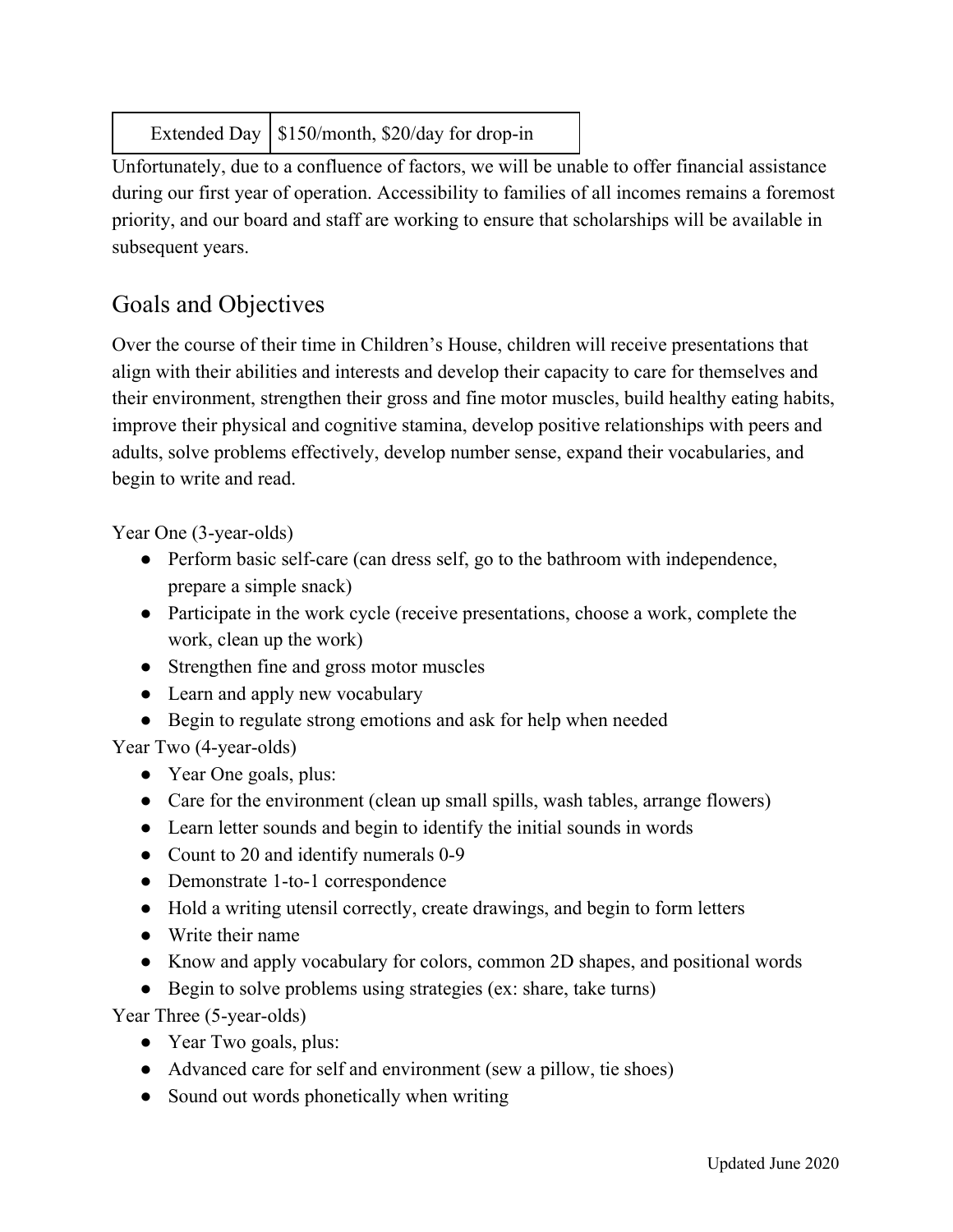| Extended Day | $150/month, $20/day for drop-in |
|---|---|

Unfortunately, due to a confluence of factors, we will be unable to offer financial assistance during our first year of operation. Accessibility to families of all incomes remains a foremost priority, and our board and staff are working to ensure that scholarships will be available in subsequent years.

## Goals and Objectives

Over the course of their time in Children's House, children will receive presentations that align with their abilities and interests and develop their capacity to care for themselves and their environment, strengthen their gross and fine motor muscles, build healthy eating habits, improve their physical and cognitive stamina, develop positive relationships with peers and adults, solve problems effectively, develop number sense, expand their vocabularies, and begin to write and read.

Year One (3-year-olds)

- Perform basic self-care (can dress self, go to the bathroom with independence, prepare a simple snack)
- Participate in the work cycle (receive presentations, choose a work, complete the work, clean up the work)
- Strengthen fine and gross motor muscles
- Learn and apply new vocabulary
- Begin to regulate strong emotions and ask for help when needed

Year Two (4-year-olds)

- Year One goals, plus:
- Care for the environment (clean up small spills, wash tables, arrange flowers)
- Learn letter sounds and begin to identify the initial sounds in words
- Count to 20 and identify numerals 0-9
- Demonstrate 1-to-1 correspondence
- Hold a writing utensil correctly, create drawings, and begin to form letters
- Write their name
- Know and apply vocabulary for colors, common 2D shapes, and positional words
- Begin to solve problems using strategies (ex: share, take turns)

Year Three (5-year-olds)

- Year Two goals, plus:
- Advanced care for self and environment (sew a pillow, tie shoes)
- Sound out words phonetically when writing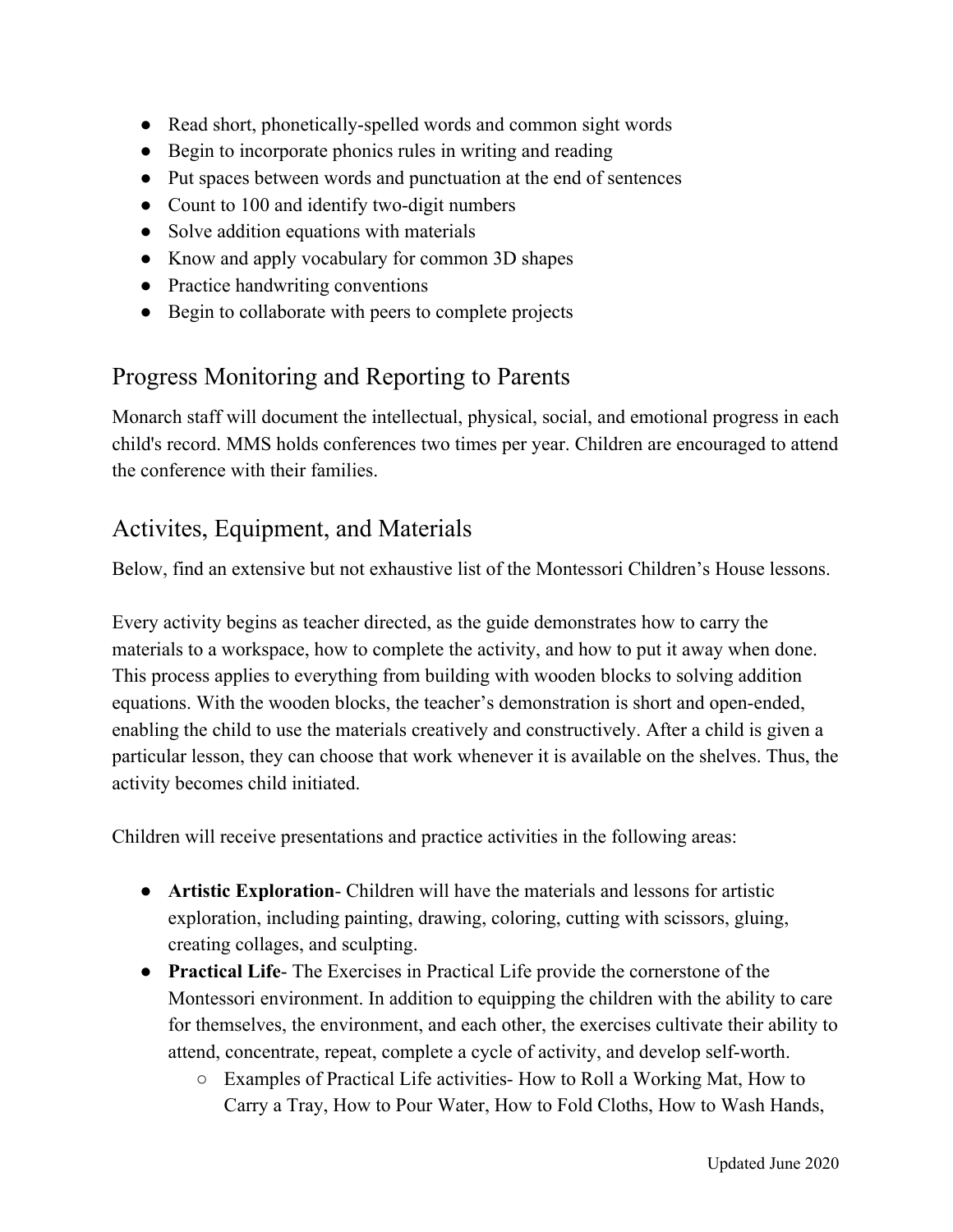- Read short, phonetically-spelled words and common sight words
- Begin to incorporate phonics rules in writing and reading
- Put spaces between words and punctuation at the end of sentences
- Count to 100 and identify two-digit numbers
- Solve addition equations with materials
- Know and apply vocabulary for common 3D shapes
- Practice handwriting conventions
- Begin to collaborate with peers to complete projects

## Progress Monitoring and Reporting to Parents

Monarch staff will document the intellectual, physical, social, and emotional progress in each child's record. MMS holds conferences two times per year. Children are encouraged to attend the conference with their families.

## Activites, Equipment, and Materials

Below, find an extensive but not exhaustive list of the Montessori Children's House lessons.

Every activity begins as teacher directed, as the guide demonstrates how to carry the materials to a workspace, how to complete the activity, and how to put it away when done. This process applies to everything from building with wooden blocks to solving addition equations. With the wooden blocks, the teacher's demonstration is short and open-ended, enabling the child to use the materials creatively and constructively. After a child is given a particular lesson, they can choose that work whenever it is available on the shelves. Thus, the activity becomes child initiated.

Children will receive presentations and practice activities in the following areas:

- **Artistic Exploration**- Children will have the materials and lessons for artistic exploration, including painting, drawing, coloring, cutting with scissors, gluing, creating collages, and sculpting.
- **Practical Life**- The Exercises in Practical Life provide the cornerstone of the Montessori environment. In addition to equipping the children with the ability to care for themselves, the environment, and each other, the exercises cultivate their ability to attend, concentrate, repeat, complete a cycle of activity, and develop self-worth.
  - Examples of Practical Life activities- How to Roll a Working Mat, How to Carry a Tray, How to Pour Water, How to Fold Cloths, How to Wash Hands,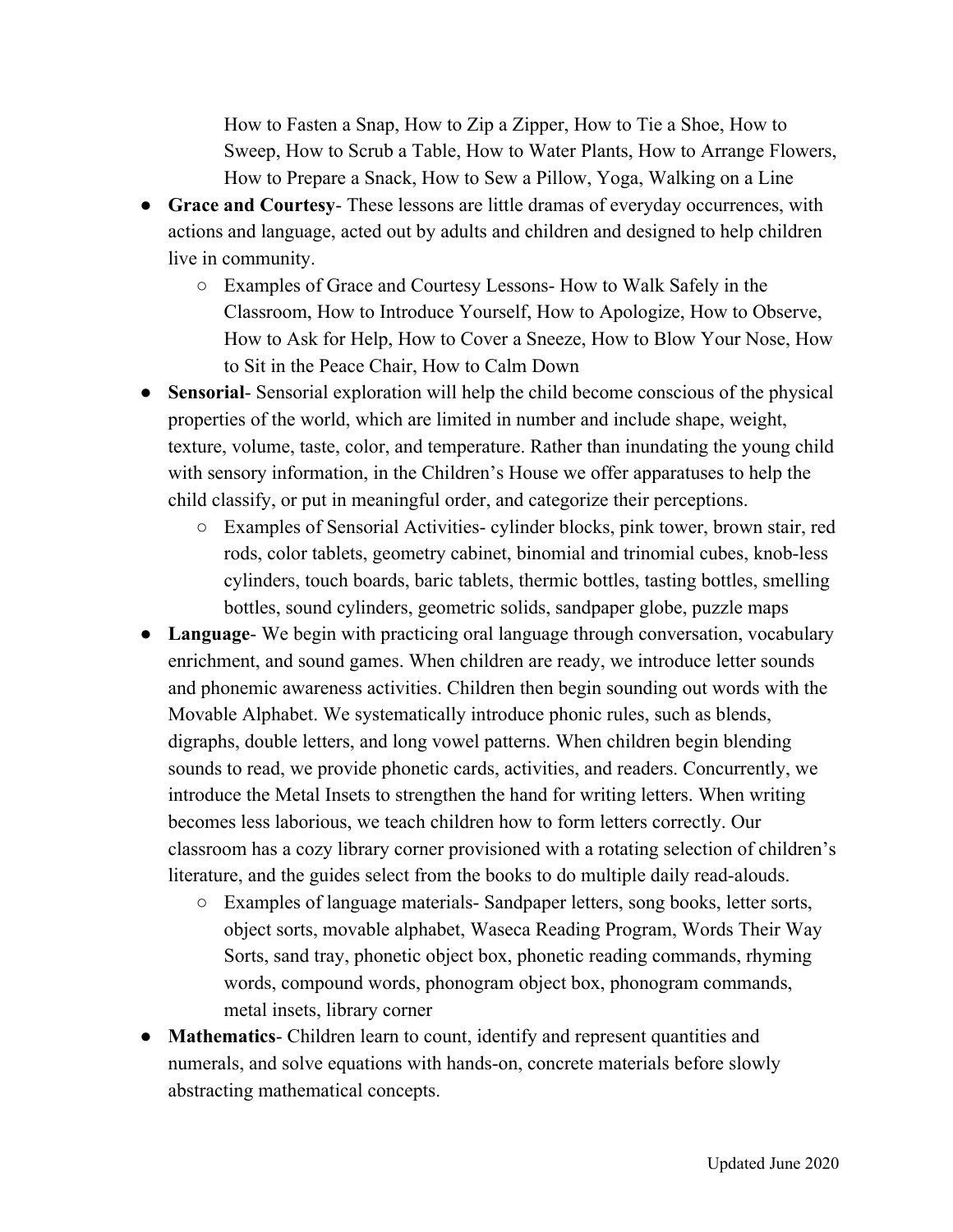How to Fasten a Snap, How to Zip a Zipper, How to Tie a Shoe, How to Sweep, How to Scrub a Table, How to Water Plants, How to Arrange Flowers, How to Prepare a Snack, How to Sew a Pillow, Yoga, Walking on a Line

- **Grace and Courtesy**- These lessons are little dramas of everyday occurrences, with actions and language, acted out by adults and children and designed to help children live in community.
    - Examples of Grace and Courtesy Lessons- How to Walk Safely in the Classroom, How to Introduce Yourself, How to Apologize, How to Observe, How to Ask for Help, How to Cover a Sneeze, How to Blow Your Nose, How to Sit in the Peace Chair, How to Calm Down
- **Sensorial**- Sensorial exploration will help the child become conscious of the physical properties of the world, which are limited in number and include shape, weight, texture, volume, taste, color, and temperature. Rather than inundating the young child with sensory information, in the Children's House we offer apparatuses to help the child classify, or put in meaningful order, and categorize their perceptions.
    - Examples of Sensorial Activities- cylinder blocks, pink tower, brown stair, red rods, color tablets, geometry cabinet, binomial and trinomial cubes, knob-less cylinders, touch boards, baric tablets, thermic bottles, tasting bottles, smelling bottles, sound cylinders, geometric solids, sandpaper globe, puzzle maps
- **Language**- We begin with practicing oral language through conversation, vocabulary enrichment, and sound games. When children are ready, we introduce letter sounds and phonemic awareness activities. Children then begin sounding out words with the Movable Alphabet. We systematically introduce phonic rules, such as blends, digraphs, double letters, and long vowel patterns. When children begin blending sounds to read, we provide phonetic cards, activities, and readers. Concurrently, we introduce the Metal Insets to strengthen the hand for writing letters. When writing becomes less laborious, we teach children how to form letters correctly. Our classroom has a cozy library corner provisioned with a rotating selection of children's literature, and the guides select from the books to do multiple daily read-alouds.
    - Examples of language materials- Sandpaper letters, song books, letter sorts, object sorts, movable alphabet, Waseca Reading Program, Words Their Way Sorts, sand tray, phonetic object box, phonetic reading commands, rhyming words, compound words, phonogram object box, phonogram commands, metal insets, library corner
- **Mathematics**- Children learn to count, identify and represent quantities and numerals, and solve equations with hands-on, concrete materials before slowly abstracting mathematical concepts.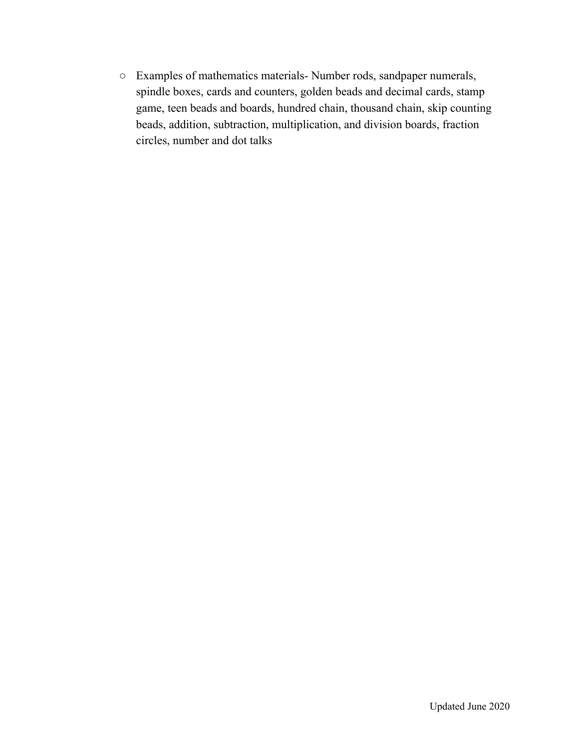- Examples of mathematics materials- Number rods, sandpaper numerals, spindle boxes, cards and counters, golden beads and decimal cards, stamp game, teen beads and boards, hundred chain, thousand chain, skip counting beads, addition, subtraction, multiplication, and division boards, fraction circles, number and dot talks